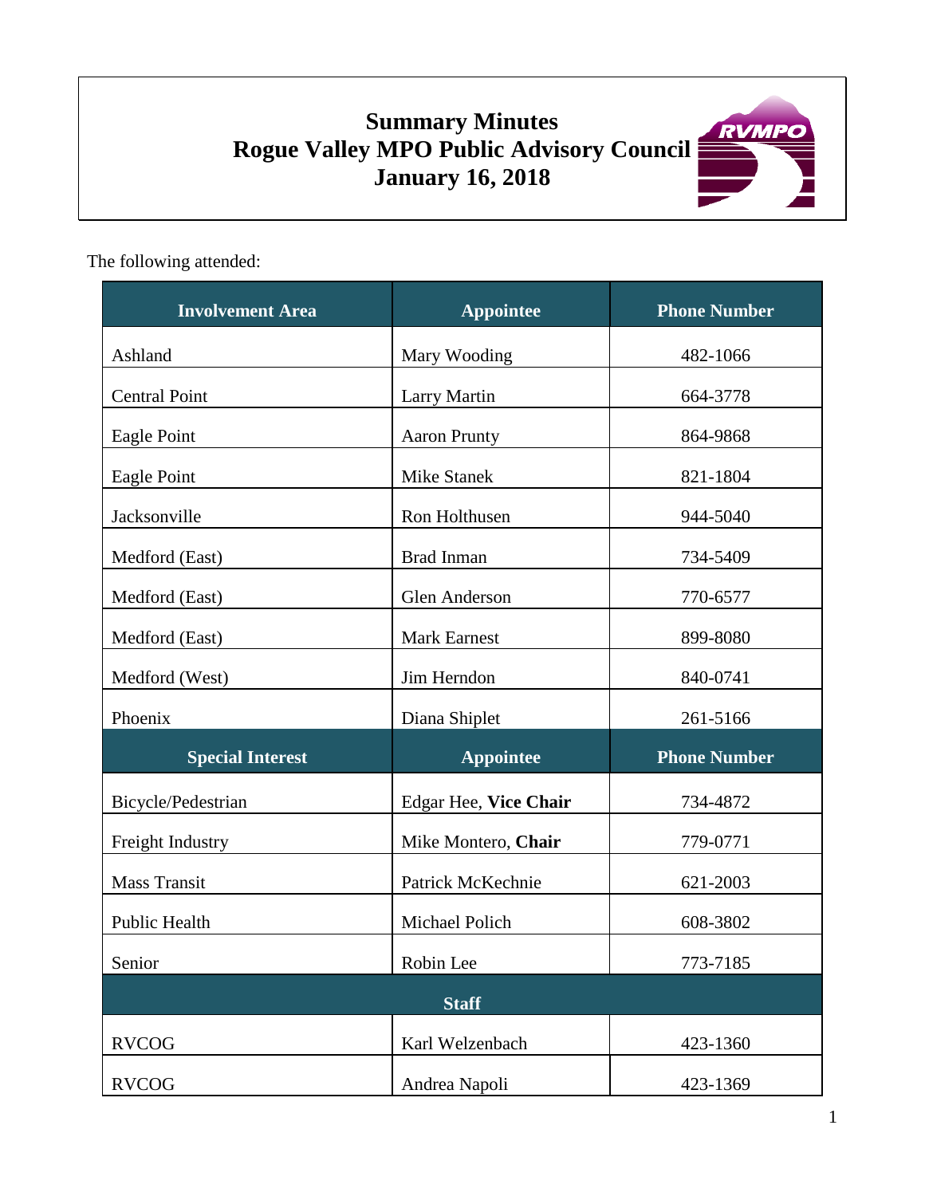# Summary Minutes
# Rogue Valley MPO Public Advisory Council
# January 16, 2018

The following attended:

| Involvement Area | Appointee | Phone Number |
|---|---|---|
| Ashland | Mary Wooding | 482-1066 |
| Central Point | Larry Martin | 664-3778 |
| Eagle Point | Aaron Prunty | 864-9868 |
| Eagle Point | Mike Stanek | 821-1804 |
| Jacksonville | Ron Holthusen | 944-5040 |
| Medford (East) | Brad Inman | 734-5409 |
| Medford (East) | Glen Anderson | 770-6577 |
| Medford (East) | Mark Earnest | 899-8080 |
| Medford (West) | Jim Herndon | 840-0741 |
| Phoenix | Diana Shiplet | 261-5166 |
| **Special Interest** | **Appointee** | **Phone Number** |
| Bicycle/Pedestrian | Edgar Hee, **Vice Chair** | 734-4872 |
| Freight Industry | Mike Montero, **Chair** | 779-0771 |
| Mass Transit | Patrick McKechnie | 621-2003 |
| Public Health | Michael Polich | 608-3802 |
| Senior | Robin Lee | 773-7185 |
| **Staff** | | |
| RVCOG | Karl Welzenbach | 423-1360 |
| RVCOG | Andrea Napoli | 423-1369 |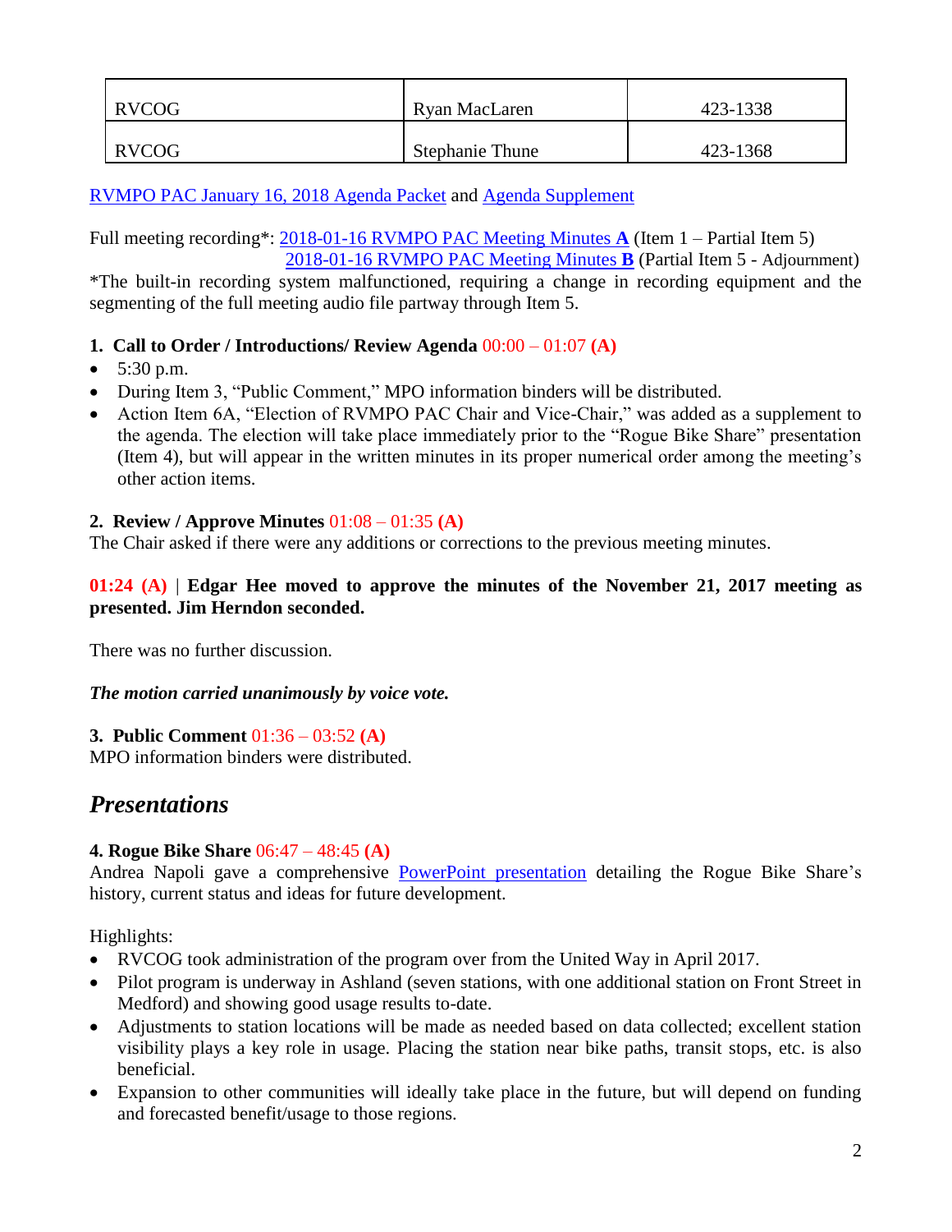| RVCOG | Ryan MacLaren | 423-1338 |
|---|---|---|
| RVCOG | Stephanie Thune | 423-1368 |

RVMPO PAC January 16, 2018 Agenda Packet and Agenda Supplement

Full meeting recording*: 2018-01-16 RVMPO PAC Meeting Minutes **A** (Item 1 – Partial Item 5)
2018-01-16 RVMPO PAC Meeting Minutes **B** (Partial Item 5 - Adjournment)

*The built-in recording system malfunctioned, requiring a change in recording equipment and the segmenting of the full meeting audio file partway through Item 5.

**1. Call to Order / Introductions/ Review Agenda** 00:00 – 01:07 **(A)**

- 5:30 p.m.
- During Item 3, "Public Comment," MPO information binders will be distributed.
- Action Item 6A, "Election of RVMPO PAC Chair and Vice-Chair," was added as a supplement to the agenda. The election will take place immediately prior to the "Rogue Bike Share" presentation (Item 4), but will appear in the written minutes in its proper numerical order among the meeting's other action items.

**2. Review / Approve Minutes** 01:08 – 01:35 **(A)**

The Chair asked if there were any additions or corrections to the previous meeting minutes.

**01:24 (A)** | **Edgar Hee moved to approve the minutes of the November 21, 2017 meeting as presented. Jim Herndon seconded.**

There was no further discussion.

***The motion carried unanimously by voice vote.***

**3. Public Comment** 01:36 – 03:52 **(A)**

MPO information binders were distributed.

## *Presentations*

**4. Rogue Bike Share** 06:47 – 48:45 **(A)**

Andrea Napoli gave a comprehensive PowerPoint presentation detailing the Rogue Bike Share's history, current status and ideas for future development.

Highlights:

- RVCOG took administration of the program over from the United Way in April 2017.
- Pilot program is underway in Ashland (seven stations, with one additional station on Front Street in Medford) and showing good usage results to-date.
- Adjustments to station locations will be made as needed based on data collected; excellent station visibility plays a key role in usage. Placing the station near bike paths, transit stops, etc. is also beneficial.
- Expansion to other communities will ideally take place in the future, but will depend on funding and forecasted benefit/usage to those regions.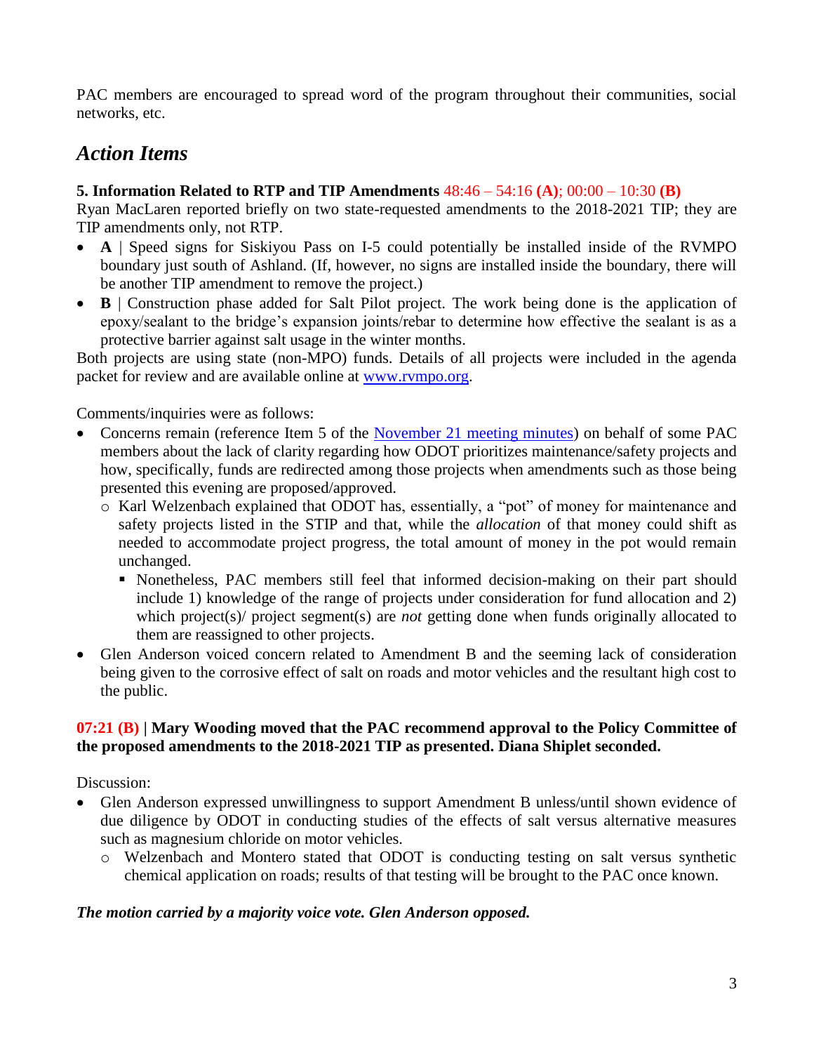PAC members are encouraged to spread word of the program throughout their communities, social networks, etc.

## *Action Items*

**5. Information Related to RTP and TIP Amendments** 48:46 – 54:16 **(A)**; 00:00 – 10:30 **(B)**

Ryan MacLaren reported briefly on two state-requested amendments to the 2018-2021 TIP; they are TIP amendments only, not RTP.

- **A** | Speed signs for Siskiyou Pass on I-5 could potentially be installed inside of the RVMPO boundary just south of Ashland. (If, however, no signs are installed inside the boundary, there will be another TIP amendment to remove the project.)
- **B** | Construction phase added for Salt Pilot project. The work being done is the application of epoxy/sealant to the bridge's expansion joints/rebar to determine how effective the sealant is as a protective barrier against salt usage in the winter months.

Both projects are using state (non-MPO) funds. Details of all projects were included in the agenda packet for review and are available online at [www.rvmpo.org](www.rvmpo.org).

Comments/inquiries were as follows:

- Concerns remain (reference Item 5 of the [November 21 meeting minutes](November 21 meeting minutes)) on behalf of some PAC members about the lack of clarity regarding how ODOT prioritizes maintenance/safety projects and how, specifically, funds are redirected among those projects when amendments such as those being presented this evening are proposed/approved.
  - Karl Welzenbach explained that ODOT has, essentially, a "pot" of money for maintenance and safety projects listed in the STIP and that, while the *allocation* of that money could shift as needed to accommodate project progress, the total amount of money in the pot would remain unchanged.
    - Nonetheless, PAC members still feel that informed decision-making on their part should include 1) knowledge of the range of projects under consideration for fund allocation and 2) which project(s)/ project segment(s) are *not* getting done when funds originally allocated to them are reassigned to other projects.
- Glen Anderson voiced concern related to Amendment B and the seeming lack of consideration being given to the corrosive effect of salt on roads and motor vehicles and the resultant high cost to the public.

**07:21 (B) | Mary Wooding moved that the PAC recommend approval to the Policy Committee of the proposed amendments to the 2018-2021 TIP as presented. Diana Shiplet seconded.**

Discussion:

- Glen Anderson expressed unwillingness to support Amendment B unless/until shown evidence of due diligence by ODOT in conducting studies of the effects of salt versus alternative measures such as magnesium chloride on motor vehicles.
  - Welzenbach and Montero stated that ODOT is conducting testing on salt versus synthetic chemical application on roads; results of that testing will be brought to the PAC once known.

***The motion carried by a majority voice vote. Glen Anderson opposed.***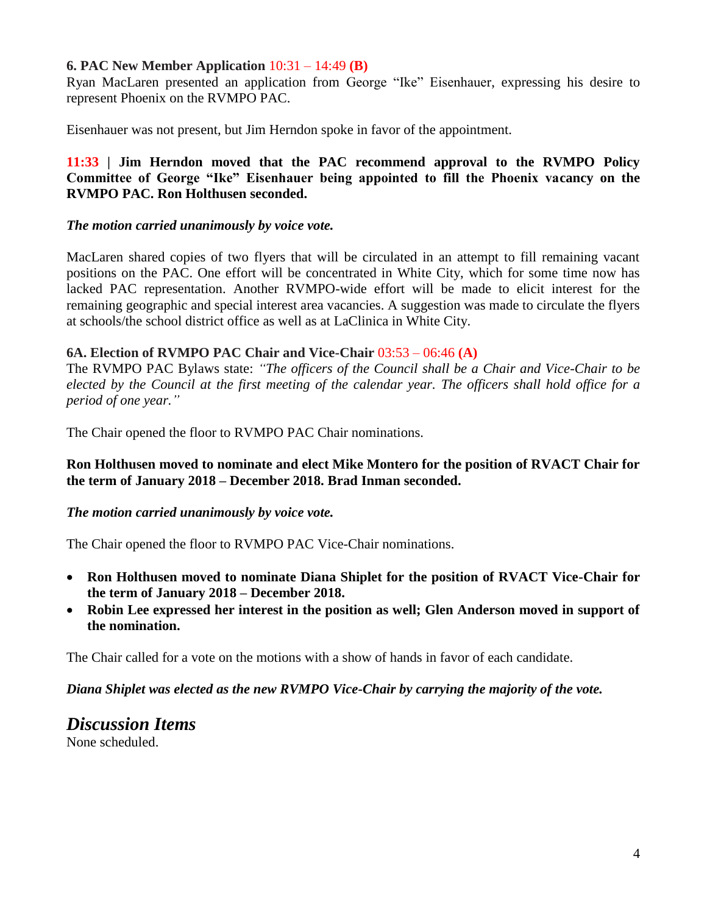**6. PAC New Member Application** 10:31 – 14:49 **(B)**

Ryan MacLaren presented an application from George "Ike" Eisenhauer, expressing his desire to represent Phoenix on the RVMPO PAC.

Eisenhauer was not present, but Jim Herndon spoke in favor of the appointment.

**11:33 | Jim Herndon moved that the PAC recommend approval to the RVMPO Policy Committee of George "Ike" Eisenhauer being appointed to fill the Phoenix vacancy on the RVMPO PAC. Ron Holthusen seconded.**

***The motion carried unanimously by voice vote.***

MacLaren shared copies of two flyers that will be circulated in an attempt to fill remaining vacant positions on the PAC. One effort will be concentrated in White City, which for some time now has lacked PAC representation. Another RVMPO-wide effort will be made to elicit interest for the remaining geographic and special interest area vacancies. A suggestion was made to circulate the flyers at schools/the school district office as well as at LaClinica in White City.

**6A. Election of RVMPO PAC Chair and Vice-Chair** 03:53 – 06:46 **(A)**

The RVMPO PAC Bylaws state: *"The officers of the Council shall be a Chair and Vice-Chair to be elected by the Council at the first meeting of the calendar year. The officers shall hold office for a period of one year."*

The Chair opened the floor to RVMPO PAC Chair nominations.

**Ron Holthusen moved to nominate and elect Mike Montero for the position of RVACT Chair for the term of January 2018 – December 2018. Brad Inman seconded.**

***The motion carried unanimously by voice vote.***

The Chair opened the floor to RVMPO PAC Vice-Chair nominations.

- **Ron Holthusen moved to nominate Diana Shiplet for the position of RVACT Vice-Chair for the term of January 2018 – December 2018.**
- **Robin Lee expressed her interest in the position as well; Glen Anderson moved in support of the nomination.**

The Chair called for a vote on the motions with a show of hands in favor of each candidate.

***Diana Shiplet was elected as the new RVMPO Vice-Chair by carrying the majority of the vote.***

## *Discussion Items*

None scheduled.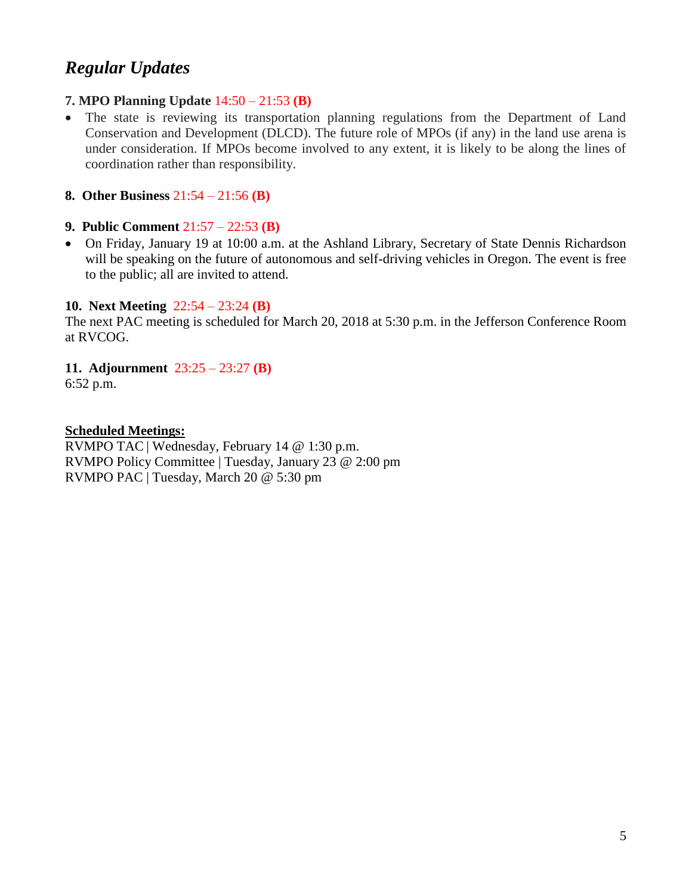## *Regular Updates*

**7. MPO Planning Update** 14:50 – 21:53 **(B)**

- The state is reviewing its transportation planning regulations from the Department of Land Conservation and Development (DLCD). The future role of MPOs (if any) in the land use arena is under consideration. If MPOs become involved to any extent, it is likely to be along the lines of coordination rather than responsibility.

**8. Other Business** 21:54 – 21:56 **(B)**

**9. Public Comment** 21:57 – 22:53 **(B)**

- On Friday, January 19 at 10:00 a.m. at the Ashland Library, Secretary of State Dennis Richardson will be speaking on the future of autonomous and self-driving vehicles in Oregon. The event is free to the public; all are invited to attend.

**10. Next Meeting** 22:54 – 23:24 **(B)**

The next PAC meeting is scheduled for March 20, 2018 at 5:30 p.m. in the Jefferson Conference Room at RVCOG.

**11. Adjournment** 23:25 – 23:27 **(B)**

6:52 p.m.

**Scheduled Meetings:**

RVMPO TAC | Wednesday, February 14 @ 1:30 p.m.
RVMPO Policy Committee | Tuesday, January 23 @ 2:00 pm
RVMPO PAC | Tuesday, March 20 @ 5:30 pm